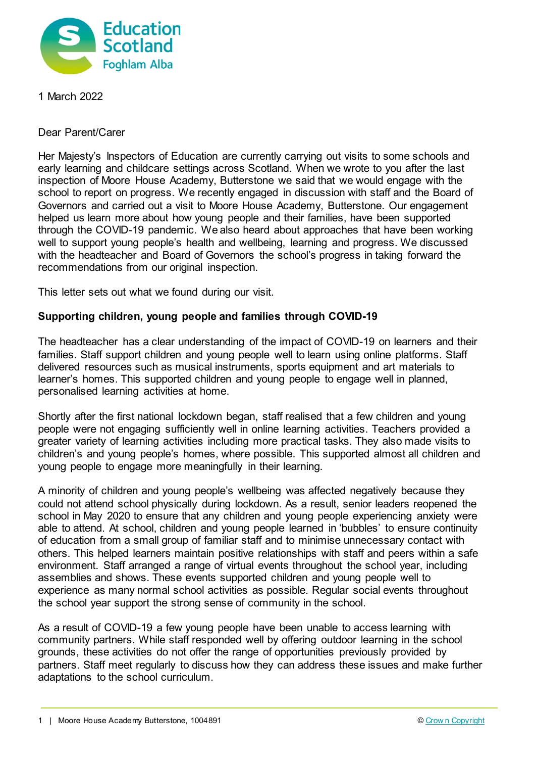1 March 2022

Dear Parent/Carer

Her Majesty's Inspectors of Education are currently carrying out visits to some schools and early learning and childcare settings across Scotland. When we wrote to you after the last inspection of Moore House Academy, Butterstone we said that we would engage with the school to report on progress. We recently engaged in discussion with staff and the Board of Governors and carried out a visit to Moore House Academy, Butterstone. Our engagement helped us learn more about how young people and their families, have been supported through the COVID-19 pandemic. We also heard about approaches that have been working well to support young people's health and wellbeing, learning and progress. We discussed with the headteacher and Board of Governors the school's progress in taking forward the recommendations from our original inspection.

This letter sets out what we found during our visit.

**Supporting children, young people and families through COVID-19**

The headteacher has a clear understanding of the impact of COVID-19 on learners and their families. Staff support children and young people well to learn using online platforms. Staff delivered resources such as musical instruments, sports equipment and art materials to learner's homes. This supported children and young people to engage well in planned, personalised learning activities at home.

Shortly after the first national lockdown began, staff realised that a few children and young people were not engaging sufficiently well in online learning activities. Teachers provided a greater variety of learning activities including more practical tasks. They also made visits to children's and young people's homes, where possible. This supported almost all children and young people to engage more meaningfully in their learning.

A minority of children and young people's wellbeing was affected negatively because they could not attend school physically during lockdown. As a result, senior leaders reopened the school in May 2020 to ensure that any children and young people experiencing anxiety were able to attend. At school, children and young people learned in 'bubbles' to ensure continuity of education from a small group of familiar staff and to minimise unnecessary contact with others. This helped learners maintain positive relationships with staff and peers within a safe environment. Staff arranged a range of virtual events throughout the school year, including assemblies and shows. These events supported children and young people well to experience as many normal school activities as possible. Regular social events throughout the school year support the strong sense of community in the school.

As a result of COVID-19 a few young people have been unable to access learning with community partners. While staff responded well by offering outdoor learning in the school grounds, these activities do not offer the range of opportunities previously provided by partners. Staff meet regularly to discuss how they can address these issues and make further adaptations to the school curriculum.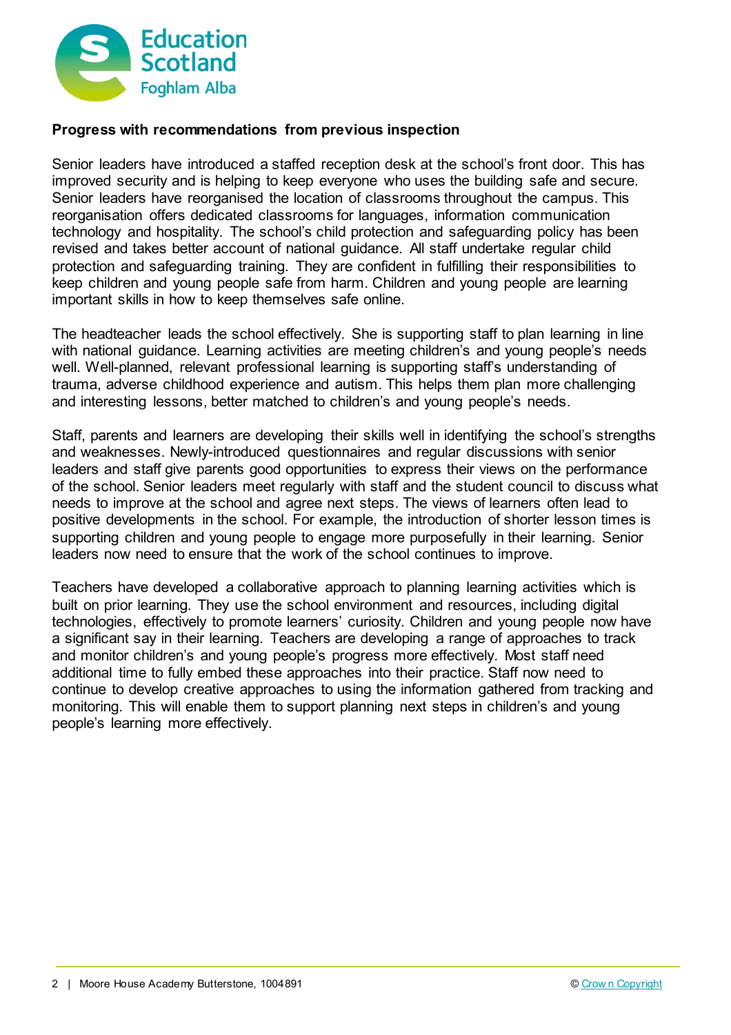## Progress with recommendations from previous inspection

Senior leaders have introduced a staffed reception desk at the school's front door. This has improved security and is helping to keep everyone who uses the building safe and secure. Senior leaders have reorganised the location of classrooms throughout the campus. This reorganisation offers dedicated classrooms for languages, information communication technology and hospitality. The school's child protection and safeguarding policy has been revised and takes better account of national guidance. All staff undertake regular child protection and safeguarding training. They are confident in fulfilling their responsibilities to keep children and young people safe from harm. Children and young people are learning important skills in how to keep themselves safe online.

The headteacher leads the school effectively. She is supporting staff to plan learning in line with national guidance. Learning activities are meeting children's and young people's needs well. Well-planned, relevant professional learning is supporting staff's understanding of trauma, adverse childhood experience and autism. This helps them plan more challenging and interesting lessons, better matched to children's and young people's needs.

Staff, parents and learners are developing their skills well in identifying the school's strengths and weaknesses. Newly-introduced questionnaires and regular discussions with senior leaders and staff give parents good opportunities to express their views on the performance of the school. Senior leaders meet regularly with staff and the student council to discuss what needs to improve at the school and agree next steps. The views of learners often lead to positive developments in the school. For example, the introduction of shorter lesson times is supporting children and young people to engage more purposefully in their learning. Senior leaders now need to ensure that the work of the school continues to improve.

Teachers have developed a collaborative approach to planning learning activities which is built on prior learning. They use the school environment and resources, including digital technologies, effectively to promote learners' curiosity. Children and young people now have a significant say in their learning. Teachers are developing a range of approaches to track and monitor children's and young people's progress more effectively. Most staff need additional time to fully embed these approaches into their practice. Staff now need to continue to develop creative approaches to using the information gathered from tracking and monitoring. This will enable them to support planning next steps in children's and young people's learning more effectively.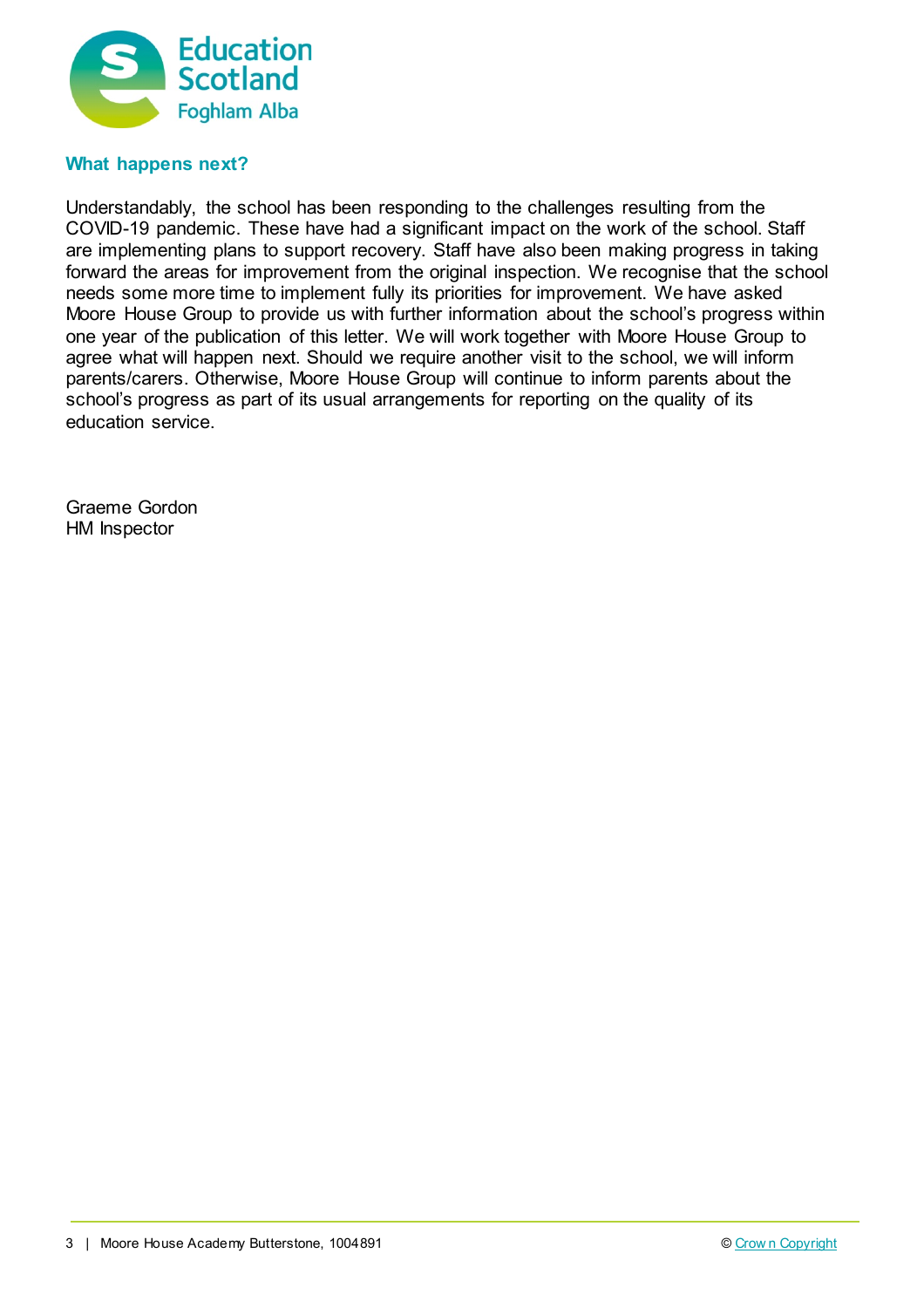## What happens next?

Understandably, the school has been responding to the challenges resulting from the COVID-19 pandemic. These have had a significant impact on the work of the school. Staff are implementing plans to support recovery. Staff have also been making progress in taking forward the areas for improvement from the original inspection. We recognise that the school needs some more time to implement fully its priorities for improvement. We have asked Moore House Group to provide us with further information about the school's progress within one year of the publication of this letter. We will work together with Moore House Group to agree what will happen next. Should we require another visit to the school, we will inform parents/carers. Otherwise, Moore House Group will continue to inform parents about the school's progress as part of its usual arrangements for reporting on the quality of its education service.

Graeme Gordon
HM Inspector